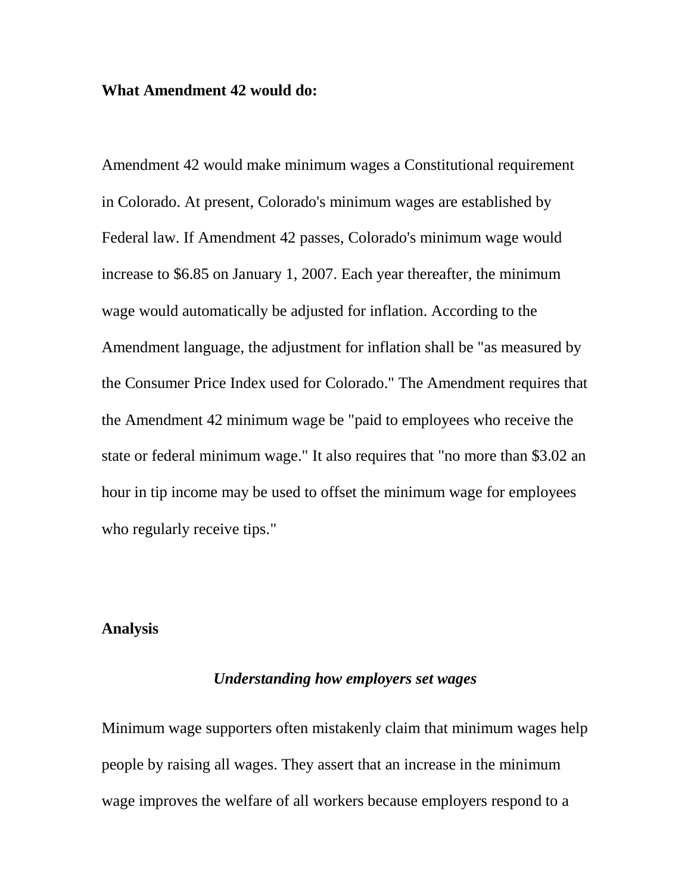**What Amendment 42 would do:**

Amendment 42 would make minimum wages a Constitutional requirement in Colorado. At present, Colorado's minimum wages are established by Federal law. If Amendment 42 passes, Colorado's minimum wage would increase to $6.85 on January 1, 2007. Each year thereafter, the minimum wage would automatically be adjusted for inflation. According to the Amendment language, the adjustment for inflation shall be "as measured by the Consumer Price Index used for Colorado." The Amendment requires that the Amendment 42 minimum wage be "paid to employees who receive the state or federal minimum wage." It also requires that "no more than $3.02 an hour in tip income may be used to offset the minimum wage for employees who regularly receive tips."

**Analysis**

***Understanding how employers set wages***

Minimum wage supporters often mistakenly claim that minimum wages help people by raising all wages. They assert that an increase in the minimum wage improves the welfare of all workers because employers respond to a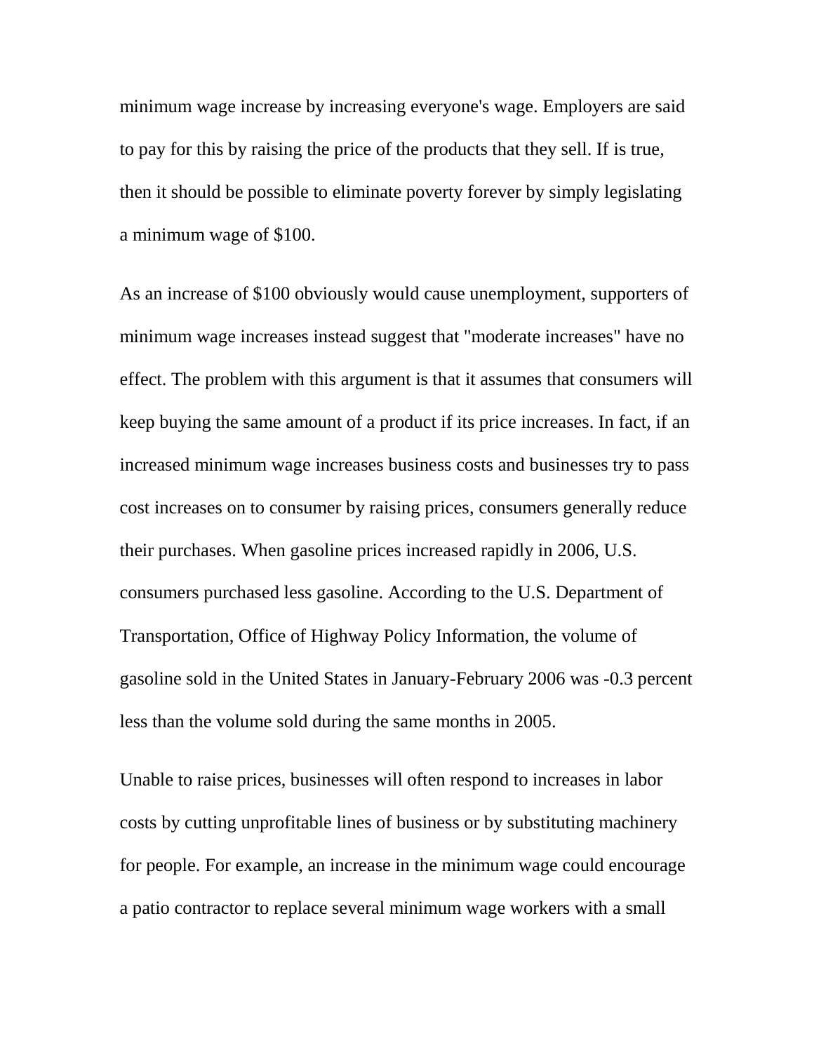minimum wage increase by increasing everyone's wage. Employers are said to pay for this by raising the price of the products that they sell. If is true, then it should be possible to eliminate poverty forever by simply legislating a minimum wage of $100.

As an increase of $100 obviously would cause unemployment, supporters of minimum wage increases instead suggest that "moderate increases" have no effect. The problem with this argument is that it assumes that consumers will keep buying the same amount of a product if its price increases. In fact, if an increased minimum wage increases business costs and businesses try to pass cost increases on to consumer by raising prices, consumers generally reduce their purchases. When gasoline prices increased rapidly in 2006, U.S. consumers purchased less gasoline. According to the U.S. Department of Transportation, Office of Highway Policy Information, the volume of gasoline sold in the United States in January-February 2006 was -0.3 percent less than the volume sold during the same months in 2005.

Unable to raise prices, businesses will often respond to increases in labor costs by cutting unprofitable lines of business or by substituting machinery for people. For example, an increase in the minimum wage could encourage a patio contractor to replace several minimum wage workers with a small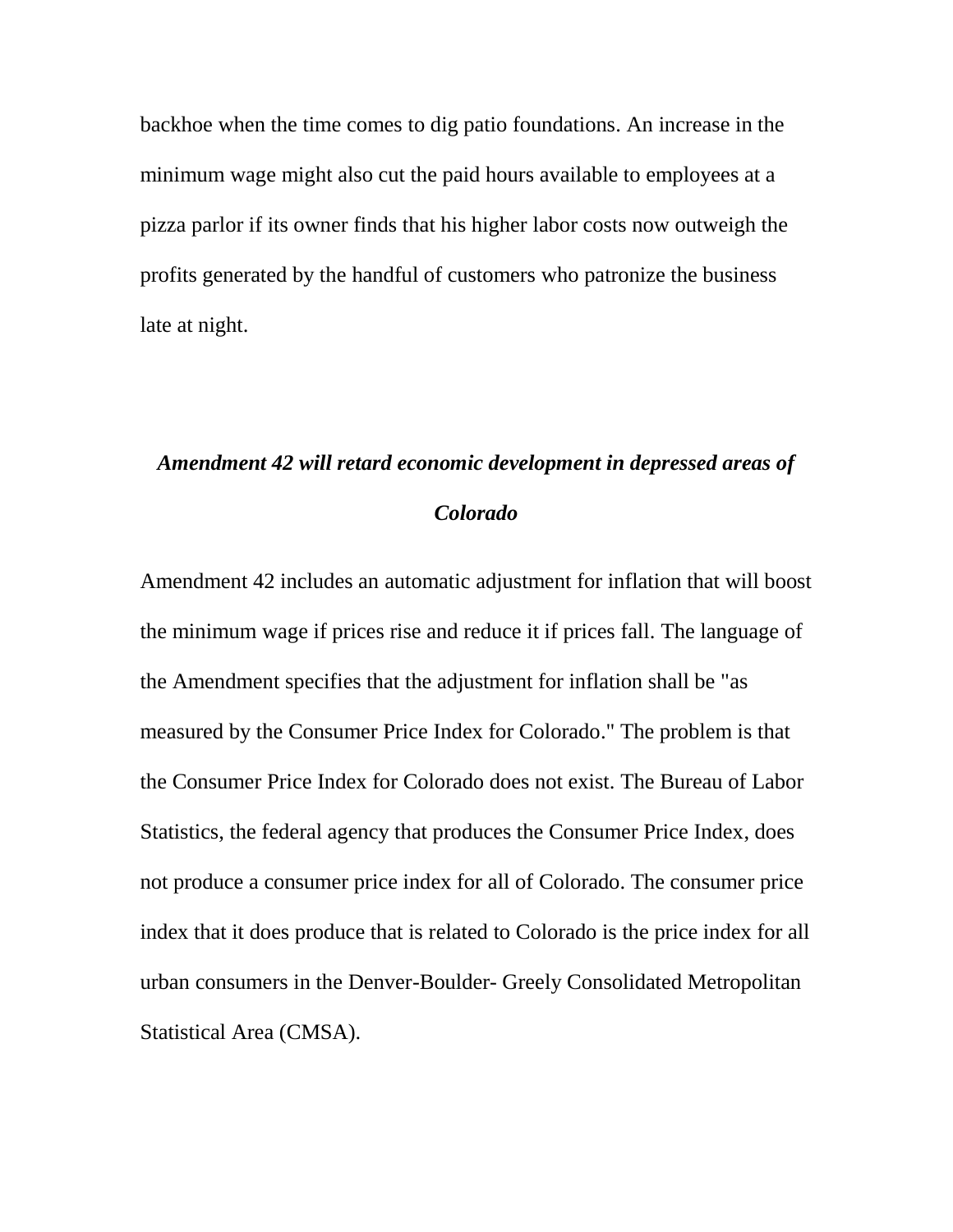backhoe when the time comes to dig patio foundations. An increase in the minimum wage might also cut the paid hours available to employees at a pizza parlor if its owner finds that his higher labor costs now outweigh the profits generated by the handful of customers who patronize the business late at night.

### ***Amendment 42 will retard economic development in depressed areas of Colorado***

Amendment 42 includes an automatic adjustment for inflation that will boost the minimum wage if prices rise and reduce it if prices fall. The language of the Amendment specifies that the adjustment for inflation shall be "as measured by the Consumer Price Index for Colorado." The problem is that the Consumer Price Index for Colorado does not exist. The Bureau of Labor Statistics, the federal agency that produces the Consumer Price Index, does not produce a consumer price index for all of Colorado. The consumer price index that it does produce that is related to Colorado is the price index for all urban consumers in the Denver-Boulder- Greely Consolidated Metropolitan Statistical Area (CMSA).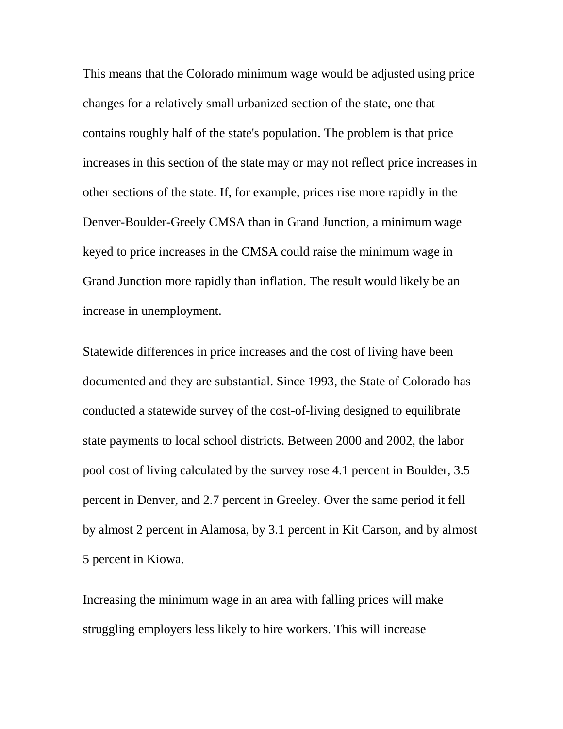This means that the Colorado minimum wage would be adjusted using price changes for a relatively small urbanized section of the state, one that contains roughly half of the state's population. The problem is that price increases in this section of the state may or may not reflect price increases in other sections of the state. If, for example, prices rise more rapidly in the Denver-Boulder-Greely CMSA than in Grand Junction, a minimum wage keyed to price increases in the CMSA could raise the minimum wage in Grand Junction more rapidly than inflation. The result would likely be an increase in unemployment.

Statewide differences in price increases and the cost of living have been documented and they are substantial. Since 1993, the State of Colorado has conducted a statewide survey of the cost-of-living designed to equilibrate state payments to local school districts. Between 2000 and 2002, the labor pool cost of living calculated by the survey rose 4.1 percent in Boulder, 3.5 percent in Denver, and 2.7 percent in Greeley. Over the same period it fell by almost 2 percent in Alamosa, by 3.1 percent in Kit Carson, and by almost 5 percent in Kiowa.

Increasing the minimum wage in an area with falling prices will make struggling employers less likely to hire workers. This will increase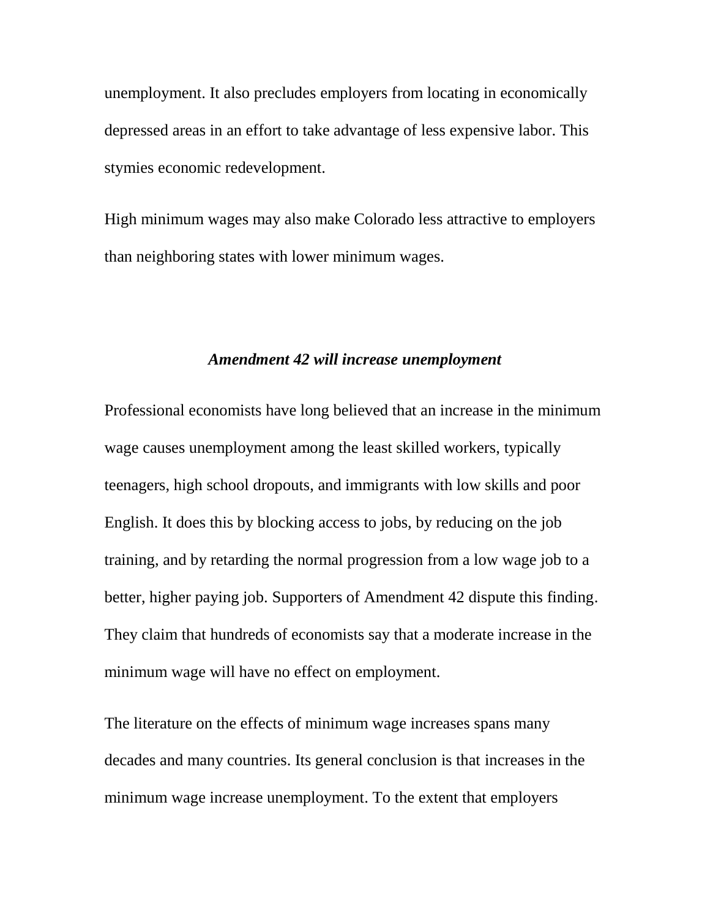unemployment. It also precludes employers from locating in economically depressed areas in an effort to take advantage of less expensive labor. This stymies economic redevelopment.

High minimum wages may also make Colorado less attractive to employers than neighboring states with lower minimum wages.

### ***Amendment 42 will increase unemployment***

Professional economists have long believed that an increase in the minimum wage causes unemployment among the least skilled workers, typically teenagers, high school dropouts, and immigrants with low skills and poor English. It does this by blocking access to jobs, by reducing on the job training, and by retarding the normal progression from a low wage job to a better, higher paying job. Supporters of Amendment 42 dispute this finding. They claim that hundreds of economists say that a moderate increase in the minimum wage will have no effect on employment.

The literature on the effects of minimum wage increases spans many decades and many countries. Its general conclusion is that increases in the minimum wage increase unemployment. To the extent that employers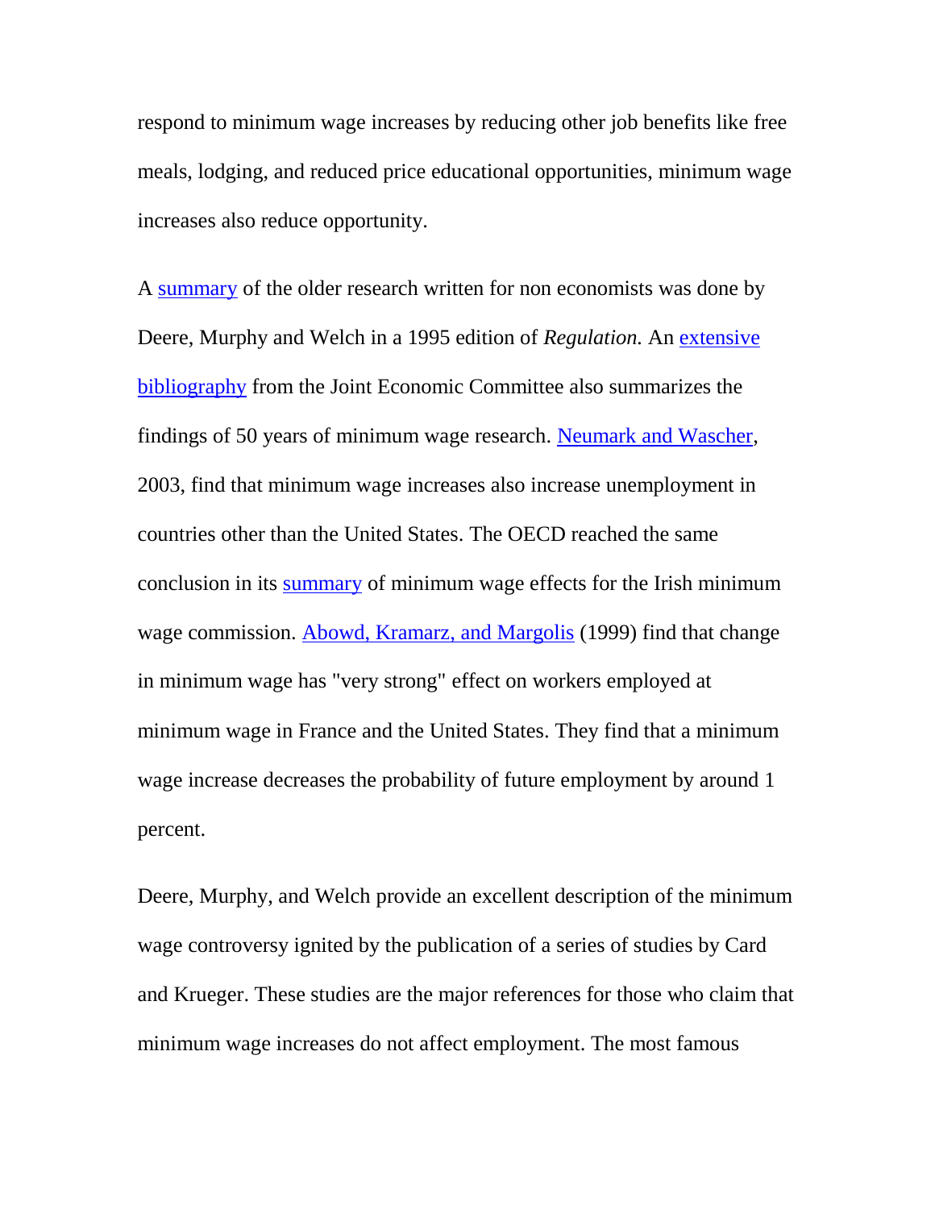respond to minimum wage increases by reducing other job benefits like free meals, lodging, and reduced price educational opportunities, minimum wage increases also reduce opportunity.

A summary of the older research written for non economists was done by Deere, Murphy and Welch in a 1995 edition of *Regulation.* An extensive bibliography from the Joint Economic Committee also summarizes the findings of 50 years of minimum wage research. Neumark and Wascher, 2003, find that minimum wage increases also increase unemployment in countries other than the United States. The OECD reached the same conclusion in its summary of minimum wage effects for the Irish minimum wage commission. Abowd, Kramarz, and Margolis (1999) find that change in minimum wage has "very strong" effect on workers employed at minimum wage in France and the United States. They find that a minimum wage increase decreases the probability of future employment by around 1 percent.

Deere, Murphy, and Welch provide an excellent description of the minimum wage controversy ignited by the publication of a series of studies by Card and Krueger. These studies are the major references for those who claim that minimum wage increases do not affect employment. The most famous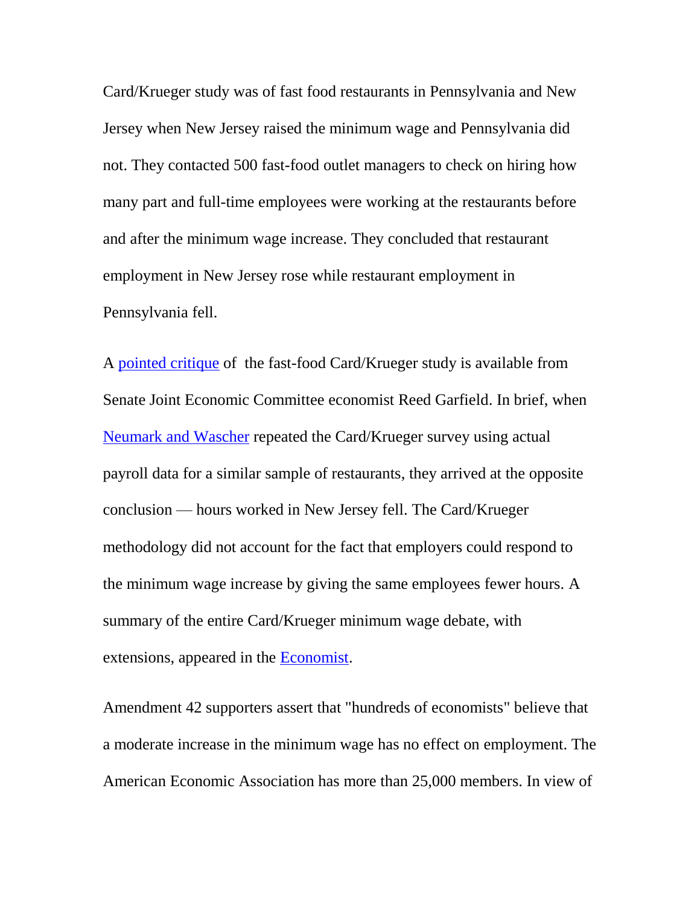Card/Krueger study was of fast food restaurants in Pennsylvania and New Jersey when New Jersey raised the minimum wage and Pennsylvania did not. They contacted 500 fast-food outlet managers to check on hiring how many part and full-time employees were working at the restaurants before and after the minimum wage increase. They concluded that restaurant employment in New Jersey rose while restaurant employment in Pennsylvania fell.

A pointed critique of the fast-food Card/Krueger study is available from Senate Joint Economic Committee economist Reed Garfield. In brief, when Neumark and Wascher repeated the Card/Krueger survey using actual payroll data for a similar sample of restaurants, they arrived at the opposite conclusion — hours worked in New Jersey fell. The Card/Krueger methodology did not account for the fact that employers could respond to the minimum wage increase by giving the same employees fewer hours. A summary of the entire Card/Krueger minimum wage debate, with extensions, appeared in the Economist.

Amendment 42 supporters assert that "hundreds of economists" believe that a moderate increase in the minimum wage has no effect on employment. The American Economic Association has more than 25,000 members. In view of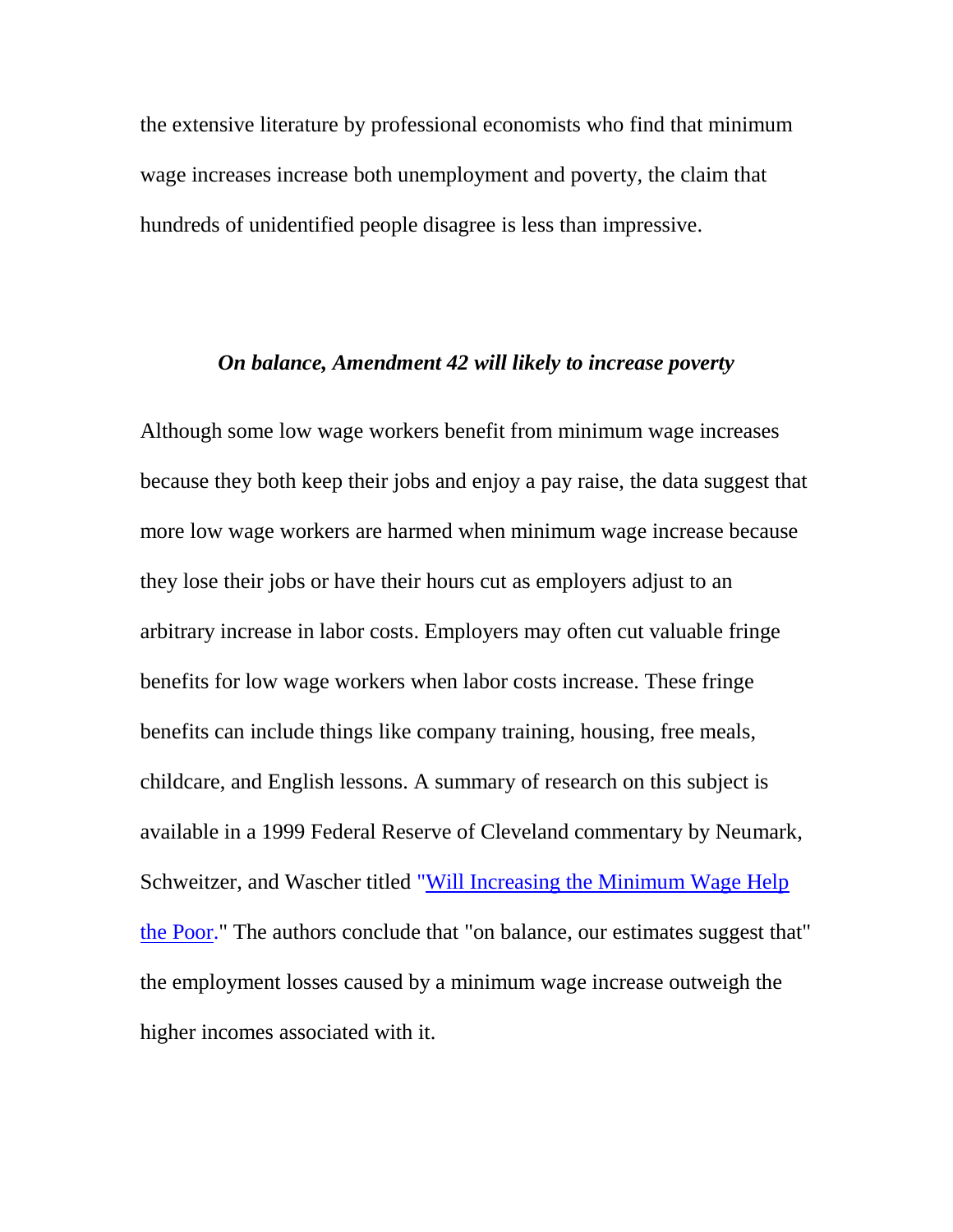the extensive literature by professional economists who find that minimum wage increases increase both unemployment and poverty, the claim that hundreds of unidentified people disagree is less than impressive.

***On balance, Amendment 42 will likely to increase poverty***

Although some low wage workers benefit from minimum wage increases because they both keep their jobs and enjoy a pay raise, the data suggest that more low wage workers are harmed when minimum wage increase because they lose their jobs or have their hours cut as employers adjust to an arbitrary increase in labor costs. Employers may often cut valuable fringe benefits for low wage workers when labor costs increase. These fringe benefits can include things like company training, housing, free meals, childcare, and English lessons. A summary of research on this subject is available in a 1999 Federal Reserve of Cleveland commentary by Neumark, Schweitzer, and Wascher titled "Will Increasing the Minimum Wage Help the Poor." The authors conclude that "on balance, our estimates suggest that" the employment losses caused by a minimum wage increase outweigh the higher incomes associated with it.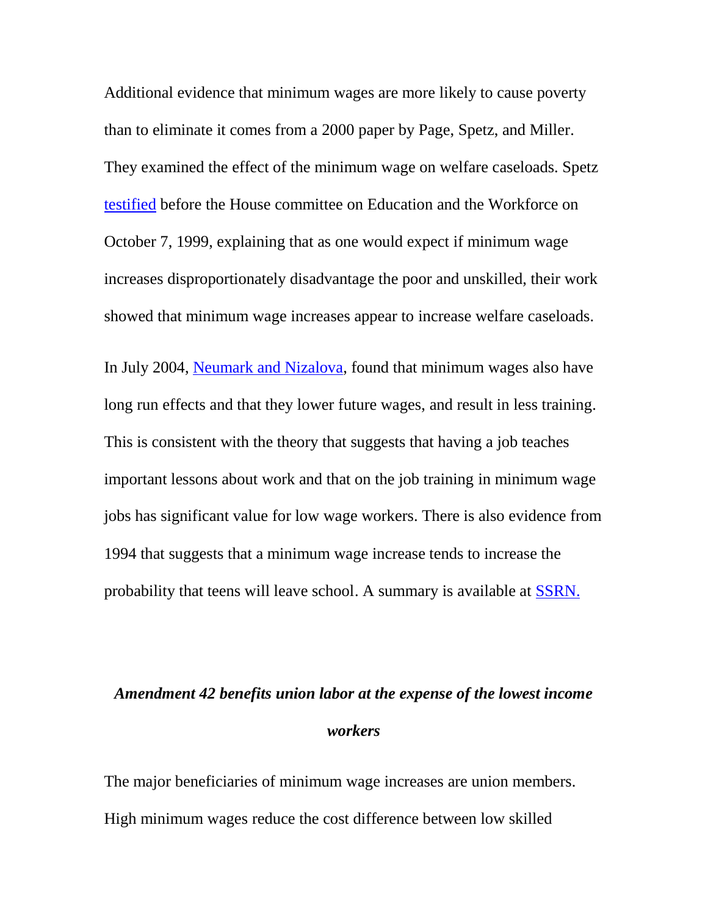Additional evidence that minimum wages are more likely to cause poverty than to eliminate it comes from a 2000 paper by Page, Spetz, and Miller. They examined the effect of the minimum wage on welfare caseloads. Spetz testified before the House committee on Education and the Workforce on October 7, 1999, explaining that as one would expect if minimum wage increases disproportionately disadvantage the poor and unskilled, their work showed that minimum wage increases appear to increase welfare caseloads.

In July 2004, Neumark and Nizalova, found that minimum wages also have long run effects and that they lower future wages, and result in less training. This is consistent with the theory that suggests that having a job teaches important lessons about work and that on the job training in minimum wage jobs has significant value for low wage workers. There is also evidence from 1994 that suggests that a minimum wage increase tends to increase the probability that teens will leave school. A summary is available at SSRN.

***Amendment 42 benefits union labor at the expense of the lowest income workers***

The major beneficiaries of minimum wage increases are union members. High minimum wages reduce the cost difference between low skilled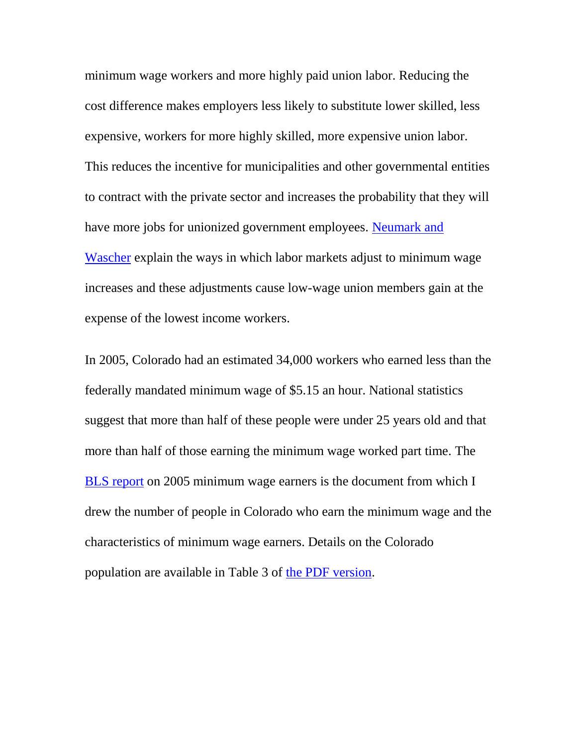minimum wage workers and more highly paid union labor. Reducing the cost difference makes employers less likely to substitute lower skilled, less expensive, workers for more highly skilled, more expensive union labor. This reduces the incentive for municipalities and other governmental entities to contract with the private sector and increases the probability that they will have more jobs for unionized government employees. Neumark and Wascher explain the ways in which labor markets adjust to minimum wage increases and these adjustments cause low-wage union members gain at the expense of the lowest income workers.

In 2005, Colorado had an estimated 34,000 workers who earned less than the federally mandated minimum wage of $5.15 an hour. National statistics suggest that more than half of these people were under 25 years old and that more than half of those earning the minimum wage worked part time. The BLS report on 2005 minimum wage earners is the document from which I drew the number of people in Colorado who earn the minimum wage and the characteristics of minimum wage earners. Details on the Colorado population are available in Table 3 of the PDF version.